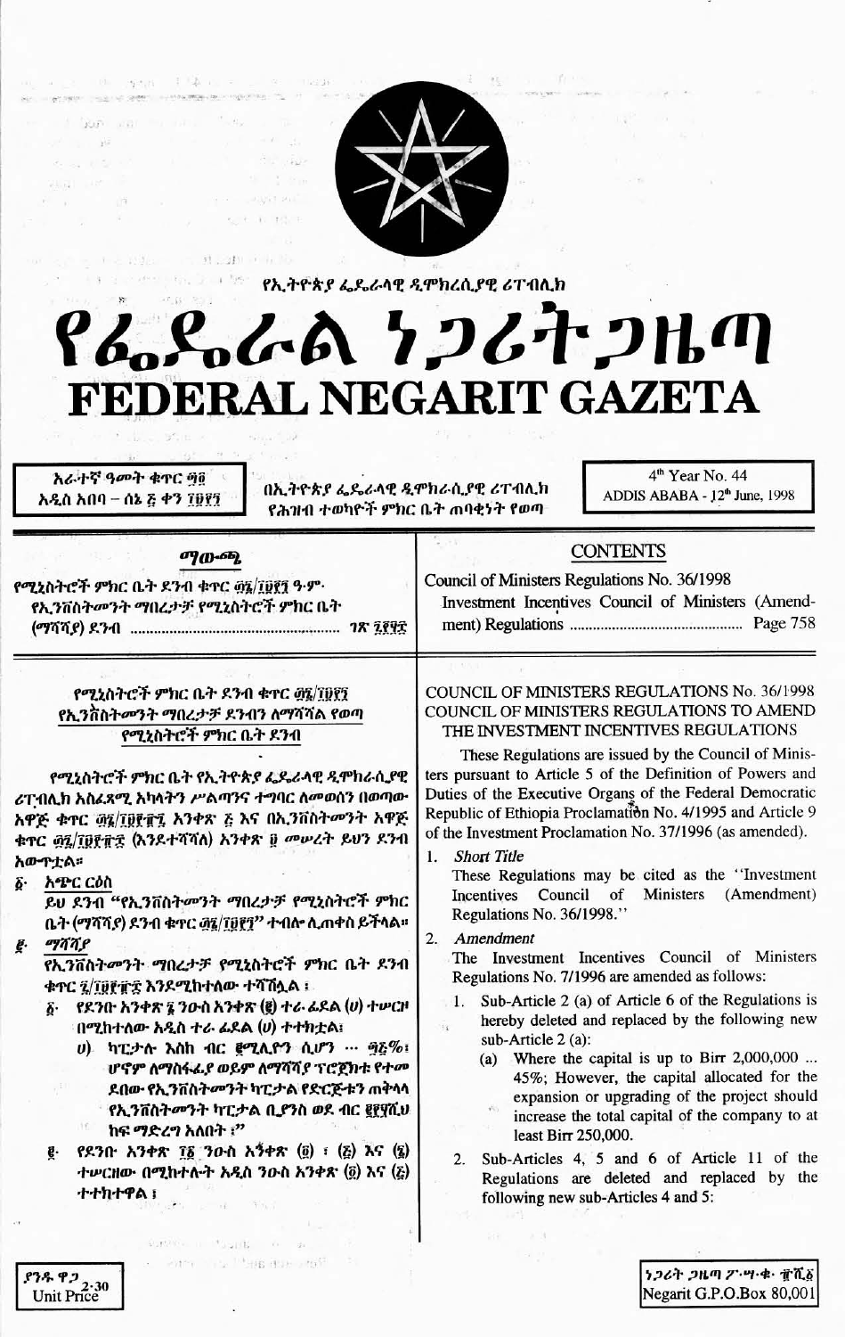የኢትዮጵያ ፌዴራላዊ ዲሞክራሲያዊ ሪፐብሊክ

# የፌዴራል ነጋሪት ጋዜጣ
# FEDERAL NEGARIT GAZETA

አራተኛ ዓመት ቁጥር ፵፬
አዲስ አበባ – ሰኔ ፭ ቀን ፲፱፻፺

በኢትዮጵያ ፌዴራላዊ ዲሞክራሲያዊ ሪፐብሊክ የሕዝብ ተወካዮች ምክር ቤት ጠባቂነት የወጣ

4th Year No. 44
ADDIS ABABA - 12th June, 1998

## ማውጫ

የሚኒስትሮች ምክር ቤት ደንብ ቁጥር ፴፮/፲፱፻፺ ዓ.ም.
የኢንቨስትመንት ማበረታቻ የሚኒስትሮች ምክር ቤት (ማሻሻያ) ደንብ ...... ገጽ ፯፻፶፰

## CONTENTS

Council of Ministers Regulations No. 36/1998
Investment Incentives Council of Ministers (Amendment) Regulations ...... Page 758

### የሚኒስትሮች ምክር ቤት ደንብ ቁጥር ፴፮/፲፱፻፺ የኢንቨስትመንት ማበረታቻ ደንብን ለማሻሻል የወጣ የሚኒስትሮች ምክር ቤት ደንብ

የሚኒስትሮች ምክር ቤት የኢትዮጵያ ፌዴራላዊ ዲሞክራሲያዊ ሪፐብሊክ አስፈጻሚ አካላትን ሥልጣንና ተግባር ለመወሰን በወጣው አዋጅ ቁጥር ፬/፲፱፻፹፯ አንቀጽ ፭ እና በኢንቨስትመንት አዋጅ ቁጥር ፴፯/፲፱፻፹፰ (እንደተሻሻለ) አንቀጽ ፱ መሠረት ይህን ደንብ አውጥቷል።

፩· አጭር ርዕስ
ይህ ደንብ "የኢንቨስትመንት ማበረታቻ የሚኒስትሮች ምክር ቤት (ማሻሻያ) ደንብ ቁጥር ፴፮/፲፱፻፺" ተብሎ ሊጠቀስ ይችላል።

፪· ማሻሻያ
የኢንቨስትመንት ማበረታቻ የሚኒስትሮች ምክር ቤት ደንብ ቁጥር ፯/፲፱፻፹፰ እንደሚከተለው ተሻሽሏል ፤

፩· የደንቡ አንቀጽ ፮ ንዑስ አንቀጽ (፪) ተራ ፊደል (ሀ) ተሠርዞ በሚከተለው አዲስ ተራ ፊደል (ሀ) ተተክቷል፤
ሀ) ካፒታሉ እስከ ብር ፪ሚሊዮን ሲሆን ... ፵፭%፤ ሆኖም ለማስፋፊያ ወይም ለማሻሻያ ፕሮጀክቱ የተመደበው የኢንቨስትመንት ካፒታል የድርጅቱን ጠቅላላ የኢንቨስትመንት ካፒታል ቢያንስ ወደ ብር ፪፻፶ሺህ ከፍ ማድረግ አለበት ፣"

፪· የደንቡ አንቀጽ ፲፩ ንዑስ አንቀጽ (፬) ፣ (፭) እና (፮) ተሠርዘው በሚከተሉት አዲስ ንዑስ አንቀጽ (፬) እና (፭) ተተክተዋል ፤

### COUNCIL OF MINISTERS REGULATIONS No. 36/1998 COUNCIL OF MINISTERS REGULATIONS TO AMEND THE INVESTMENT INCENTIVES REGULATIONS

These Regulations are issued by the Council of Ministers pursuant to Article 5 of the Definition of Powers and Duties of the Executive Organs of the Federal Democratic Republic of Ethiopia Proclamation No. 4/1995 and Article 9 of the Investment Proclamation No. 37/1996 (as amended).

1. *Short Title*
These Regulations may be cited as the "Investment Incentives Council of Ministers (Amendment) Regulations No. 36/1998."

2. *Amendment*
The Investment Incentives Council of Ministers Regulations No. 7/1996 are amended as follows:
   1. Sub-Article 2 (a) of Article 6 of the Regulations is hereby deleted and replaced by the following new sub-Article 2 (a):
      (a) Where the capital is up to Birr 2,000,000 ... 45%; However, the capital allocated for the expansion or upgrading of the project should increase the total capital of the company to at least Birr 250,000.
   2. Sub-Articles 4, 5 and 6 of Article 11 of the Regulations are deleted and replaced by the following new sub-Articles 4 and 5:

ያንዱ ዋጋ 2·30
Unit Price

ነጋሪት ጋዜጣ ፖ·ሣ·ቁ· ፹ሺ፩
Negarit G.P.O.Box 80,001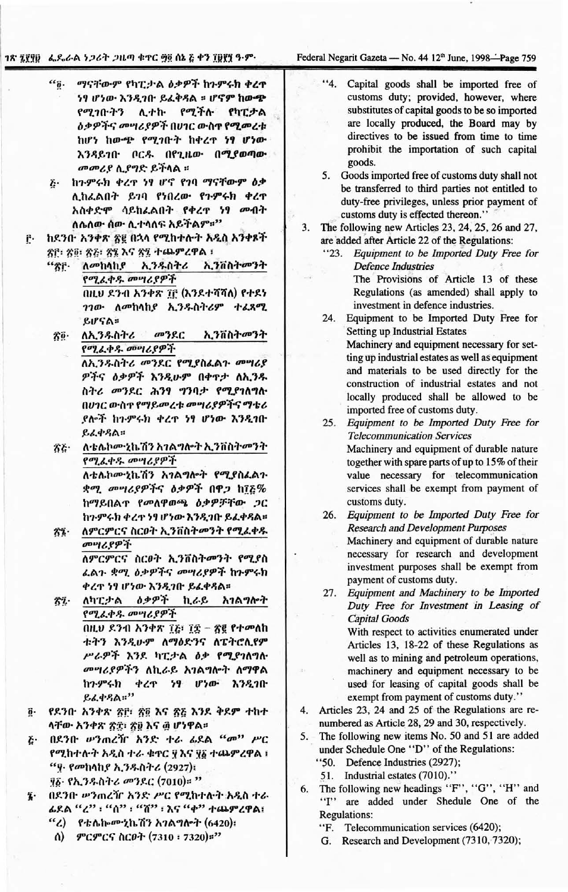"፬· ማናቸውም የካፒታል ዕቃዎች ከጉምሩክ ቀረጥ ነፃ ሆነው እንዲገቡ ይፈቀዳል ። ሆኖም ከውጭ የሚገቡትን ሊተኩ የሚችሉ የካፒታል ዕቃዎችና መሣሪያዎች በሀገር ውስጥ የሚመረቱ ከሆነ ከውጭ የሚገቡት ከቀረጥ ነፃ ሆነው እንዳይገቡ ቦርዱ በየጊዜው በሚያወጣው መመሪያ ሊያግድ ይችላል ።

፭· ከጉምሩክ ቀረጥ ነፃ ሆኖ የገባ ማናቸውም ዕቃ ሊከፈልበት ይገባ የነበረው የጉምሩክ ቀረጥ አስቀድሞ ሳይከፈልበት የቀረጥ ነፃ መብት ለሌለው ሰው ሊተላለፍ አይችልም።"

፫· ከደንቡ አንቀጽ ፳፪ በኋላ የሚከተሉት አዲስ አንቀጾች ፳፫፣ ፳፬፣ ፳፭፣ ፳፮ እና ፳፯ ተጨምረዋል ፤

"፳፫· ለመከላከያ ኢንዱስትሪ ኢንቨስትመንት የሚፈቀዱ መሣሪያዎች

በዚህ ደንብ አንቀጽ ፲፫ (እንደተሻሻለ) የተደነገገው ለመከላከያ ኢንዱስትሪም ተፈጻሚ ይሆናል።

፳፬· ለኢንዱስትሪ መንደር ኢንቨስትመንት የሚፈቀዱ መሣሪያዎች

ለኢንዱስትሪ መንደር የሚያስፈልጉ መሣሪያዎችና ዕቃዎች እንዲሁም በቀጥታ ለኢንዱስትሪ መንደር ሕንፃ ግንባታ የሚያገለግሉ በሀገር ውስጥ የማይመረቱ መሣሪያዎችና ማቴሪያሎች ከጉምሩክ ቀረጥ ነፃ ሆነው እንዲገቡ ይፈቀዳል።

፳፭· ለቴሌኮሙኒኬሽን አገልግሎት ኢንቨስትመንት የሚፈቀዱ መሣሪያዎች

ለቴሌኮሙኒኬሽን አገልግሎት የሚያስፈልጉ ቋሚ መሣሪያዎችና ዕቃዎች በዋጋ ከ፲፭% ከማይበልጥ የመለዋወጫ ዕቃዎቻቸው ጋር ከጉምሩክ ቀረጥ ነፃ ሆነው እንዲገቡ ይፈቀዳል።

፳፮· ለምርምርና ስርፀት ኢንቨስትመንት የሚፈቀዱ መሣሪያዎች

ለምርምርና ስርፀት ኢንቨስትመንት የሚያስፈልጉ ቋሚ ዕቃዎችና መሣሪያዎች ከጉምሩክ ቀረጥ ነፃ ሆነው እንዲገቡ ይፈቀዳል።

፳፯· ለካፒታል ዕቃዎች ኪራይ አገልግሎት የሚፈቀዱ መሣሪያዎች

በዚህ ደንብ አንቀጽ ፲፫፣ ፲፰ – ፳፪ የተመለከቱትን እንዲሁም ለማዕድንና ለፔትሮሊየም ሥራዎች እንደ ካፒታል ዕቃ የሚያገለግሉ መሣሪያዎችን ለኪራይ አገልግሎት ለማዋል ከጉምሩክ ቀረጥ ነፃ ሆነው እንዲገቡ ይፈቀዳል።"

፬· የደንቡ አንቀጽ ፳፫፣ ፳፬ እና ፳፭ እንደ ቅደም ተከተላቸው አንቀጽ ፳፰፣ ፳፱ እና ፴ ሆነዋል።

፭· በደንቡ ሠንጠረዥ አንድ ተራ ፊደል "መ" ሥር የሚከተሉት አዲስ ተራ ቁጥር ፶ እና ፶፩ ተጨምረዋል ፤

"፶· የመከላከያ ኢንዱስትሪ (2927)፤
፶፩· የኢንዱስትሪ መንደር (7010)።"

፮· በደንቡ ሠንጠረዥ አንድ ሥር የሚከተሉት አዲስ ተራ ፊደል "ረ" ፣ "ሰ" ፣ "ሸ" ፣ እና "ቀ" ተጨምረዋል፤

"ረ) የቴሌኮሙኒኬሽን አገልግሎት (6420)፤
ሰ) ምርምርና ስርፀት (7310 ፣ 7320)፤"

"4. Capital goods shall be imported free of customs duty; provided, however, where substitutes of capital goods to be so imported are locally produced, the Board may by directives to be issued from time to time prohibit the importation of such capital goods.

5. Goods imported free of customs duty shall not be transferred to third parties not entitled to duty-free privileges, unless prior payment of customs duty is effected thereon."

3. The following new Articles 23, 24, 25, 26 and 27, are added after Article 22 of the Regulations:

"23. *Equipment to be Imported Duty Free for Defence Industries*

The Provisions of Article 13 of these Regulations (as amended) shall apply to investment in defence industries.

24. Equipment to be Imported Duty Free for Setting up Industrial Estates

Machinery and equipment necessary for setting up industrial estates as well as equipment and materials to be used directly for the construction of industrial estates and not locally produced shall be allowed to be imported free of customs duty.

25. *Equipment to be Imported Duty Free for Telecommunication Services*

Machinery and equipment of durable nature together with spare parts of up to 15% of their value necessary for telecommunication services shall be exempt from payment of customs duty.

26. *Equipment to be Imported Duty Free for Research and Development Purposes*

Machinery and equipment of durable nature necessary for research and development investment purposes shall be exempt from payment of customs duty.

27. *Equipment and Machinery to be Imported Duty Free for Investment in Leasing of Capital Goods*

With respect to activities enumerated under Articles 13, 18-22 of these Regulations as well as to mining and petroleum operations, machinery and equipment necessary to be used for leasing of capital goods shall be exempt from payment of customs duty."

4. Articles 23, 24 and 25 of the Regulations are renumbered as Article 28, 29 and 30, respectively.

5. The following new items No. 50 and 51 are added under Schedule One "D" of the Regulations:

"50. Defence Industries (2927);
51. Industrial estates (7010)."

6. The following new headings "F", "G", "H" and "I" are added under Shedule One of the Regulations:

"F. Telecommunication services (6420);
G. Research and Development (7310, 7320);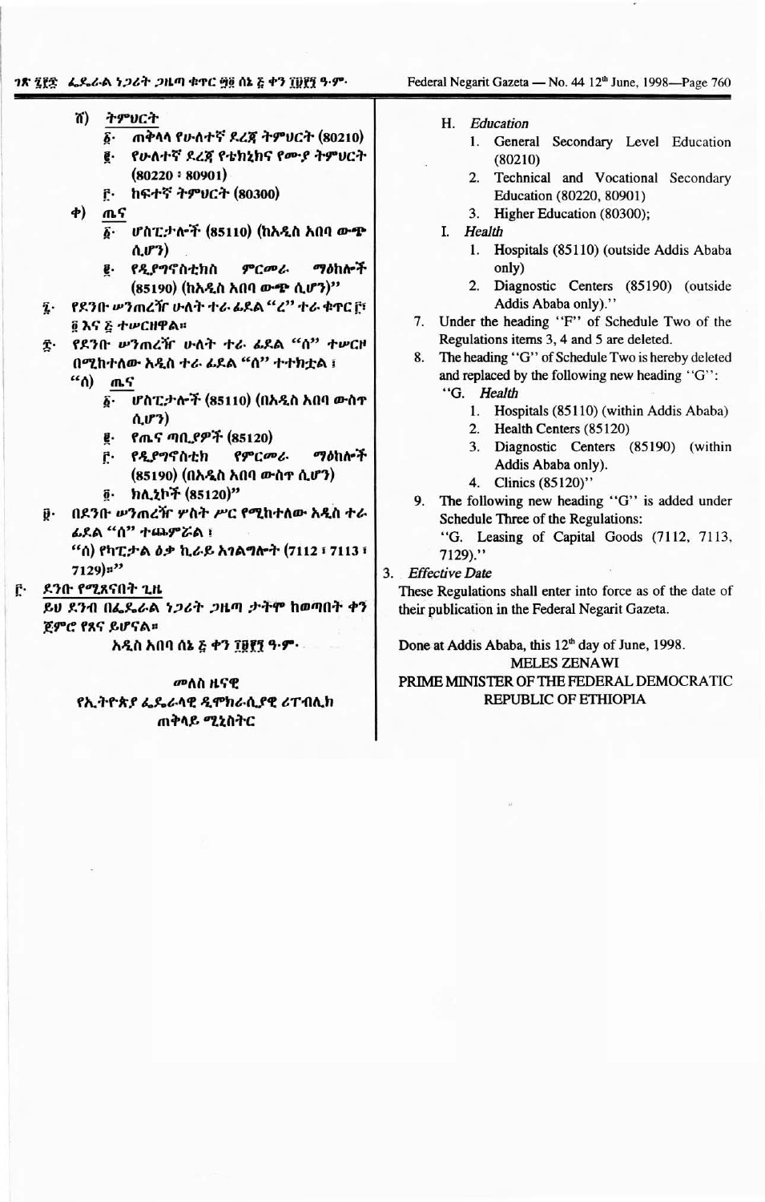ሸ) ትምህርት

፩· ጠቅላላ የሁለተኛ ደረጃ ትምህርት (80210)

፪· የሁለተኛ ደረጃ የቴክኒክና የሙያ ትምህርት (80220 ፣ 80901)

፫· ከፍተኛ ትምህርት (80300)

ቀ) ጤና

፩· ሆስፒታሎች (85110) (ከአዲስ አበባ ውጭ ሲሆን)

፪· የዲያግኖስቲክስ ምርመራ ማዕከሎች (85190) (ከአዲስ አበባ ውጭ ሲሆን)"

፯· የደንቡ ሠንጠረዥ ሁለት ተራ ፊደል "ረ" ተራ ቁጥር ፫፣ ፬ እና ፭ ተሠርዘዋል።

፰· የደንቡ ሠንጠረዥ ሁለት ተራ ፊደል "ሰ" ተሠርዞ በሚከተለው አዲስ ተራ ፊደል "ሰ" ተተክቷል ፤

"ሰ) ጤና

፩· ሆስፒታሎች (85110) (በአዲስ አበባ ውስጥ ሲሆን)

፪· የጤና ጣቢያዎች (85120)

፫· የዲያግኖስቲክ የምርመራ ማዕከሎች (85190) (በአዲስ አበባ ውስጥ ሲሆን)

፬· ክሊኒኮች (85120)"

፱· በደንቡ ሠንጠረዥ ሦስት ሥር የሚከተለው አዲስ ተራ ፊደል "ሰ" ተጨምሯል ፤

"ሰ) የካፒታል ዕቃ ኪራይ አገልግሎት (7112 ፣ 7113 ፣ 7129)።"

፫· ደንቡ የሚጸናበት ጊዜ

ይህ ደንብ በፌዴራል ነጋሪት ጋዜጣ ታትሞ ከወጣበት ቀን ጀምሮ የጸና ይሆናል።

አዲስ አበባ ሰኔ ፭ ቀን ፲፱፻፺ ዓ·ም·

መለስ ዜናዊ

የኢትዮጵያ ፌዴራላዊ ዲሞክራሲያዊ ሪፐብሊክ ጠቅላይ ሚኒስትር

H. *Education*

1. General Secondary Level Education (80210)
2. Technical and Vocational Secondary Education (80220, 80901)
3. Higher Education (80300);

I. *Health*

1. Hospitals (85110) (outside Addis Ababa only)
2. Diagnostic Centers (85190) (outside Addis Ababa only)."

7. Under the heading "F" of Schedule Two of the Regulations items 3, 4 and 5 are deleted.
8. The heading "G" of Schedule Two is hereby deleted and replaced by the following new heading "G":

"G. *Health*

1. Hospitals (85110) (within Addis Ababa)
2. Health Centers (85120)
3. Diagnostic Centers (85190) (within Addis Ababa only).
4. Clinics (85120)"

9. The following new heading "G" is added under Schedule Three of the Regulations:

"G. Leasing of Capital Goods (7112, 7113, 7129)."

3. *Effective Date*

These Regulations shall enter into force as of the date of their publication in the Federal Negarit Gazeta.

Done at Addis Ababa, this 12th day of June, 1998.

MELES ZENAWI

PRIME MINISTER OF THE FEDERAL DEMOCRATIC REPUBLIC OF ETHIOPIA